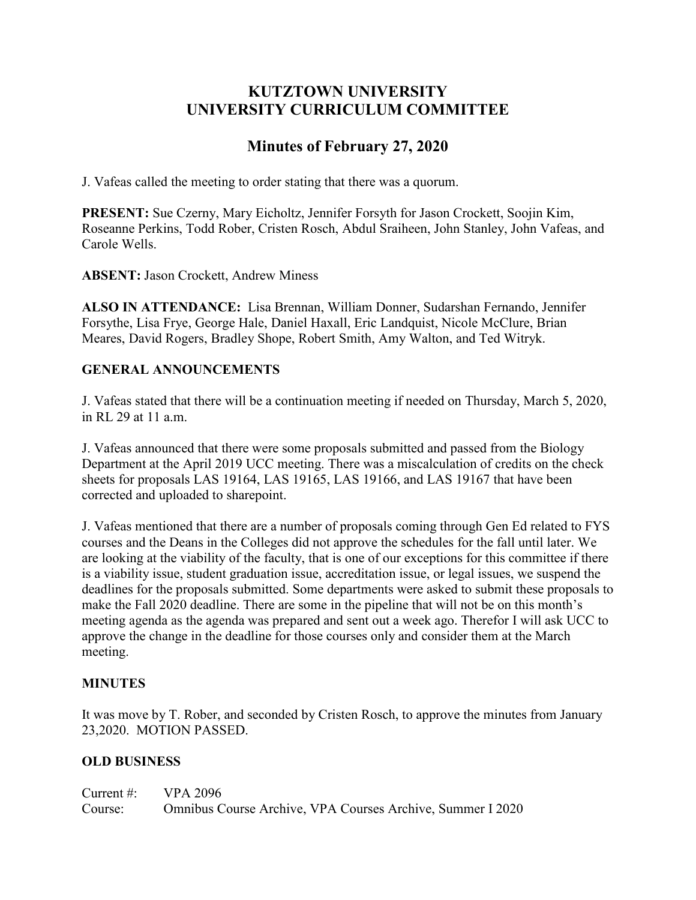# KUTZTOWN UNIVERSITY
# UNIVERSITY CURRICULUM COMMITTEE

## Minutes of February 27, 2020

J. Vafeas called the meeting to order stating that there was a quorum.

**PRESENT:** Sue Czerny, Mary Eicholtz, Jennifer Forsyth for Jason Crockett, Soojin Kim, Roseanne Perkins, Todd Rober, Cristen Rosch, Abdul Sraiheen, John Stanley, John Vafeas, and Carole Wells.

**ABSENT:** Jason Crockett, Andrew Miness

**ALSO IN ATTENDANCE:** Lisa Brennan, William Donner, Sudarshan Fernando, Jennifer Forsythe, Lisa Frye, George Hale, Daniel Haxall, Eric Landquist, Nicole McClure, Brian Meares, David Rogers, Bradley Shope, Robert Smith, Amy Walton, and Ted Witryk.

### GENERAL ANNOUNCEMENTS

J. Vafeas stated that there will be a continuation meeting if needed on Thursday, March 5, 2020, in RL 29 at 11 a.m.

J. Vafeas announced that there were some proposals submitted and passed from the Biology Department at the April 2019 UCC meeting. There was a miscalculation of credits on the check sheets for proposals LAS 19164, LAS 19165, LAS 19166, and LAS 19167 that have been corrected and uploaded to sharepoint.

J. Vafeas mentioned that there are a number of proposals coming through Gen Ed related to FYS courses and the Deans in the Colleges did not approve the schedules for the fall until later. We are looking at the viability of the faculty, that is one of our exceptions for this committee if there is a viability issue, student graduation issue, accreditation issue, or legal issues, we suspend the deadlines for the proposals submitted. Some departments were asked to submit these proposals to make the Fall 2020 deadline. There are some in the pipeline that will not be on this month's meeting agenda as the agenda was prepared and sent out a week ago. Therefor I will ask UCC to approve the change in the deadline for those courses only and consider them at the March meeting.

### MINUTES

It was move by T. Rober, and seconded by Cristen Rosch, to approve the minutes from January 23,2020. MOTION PASSED.

### OLD BUSINESS

Current #: VPA 2096
Course: Omnibus Course Archive, VPA Courses Archive, Summer I 2020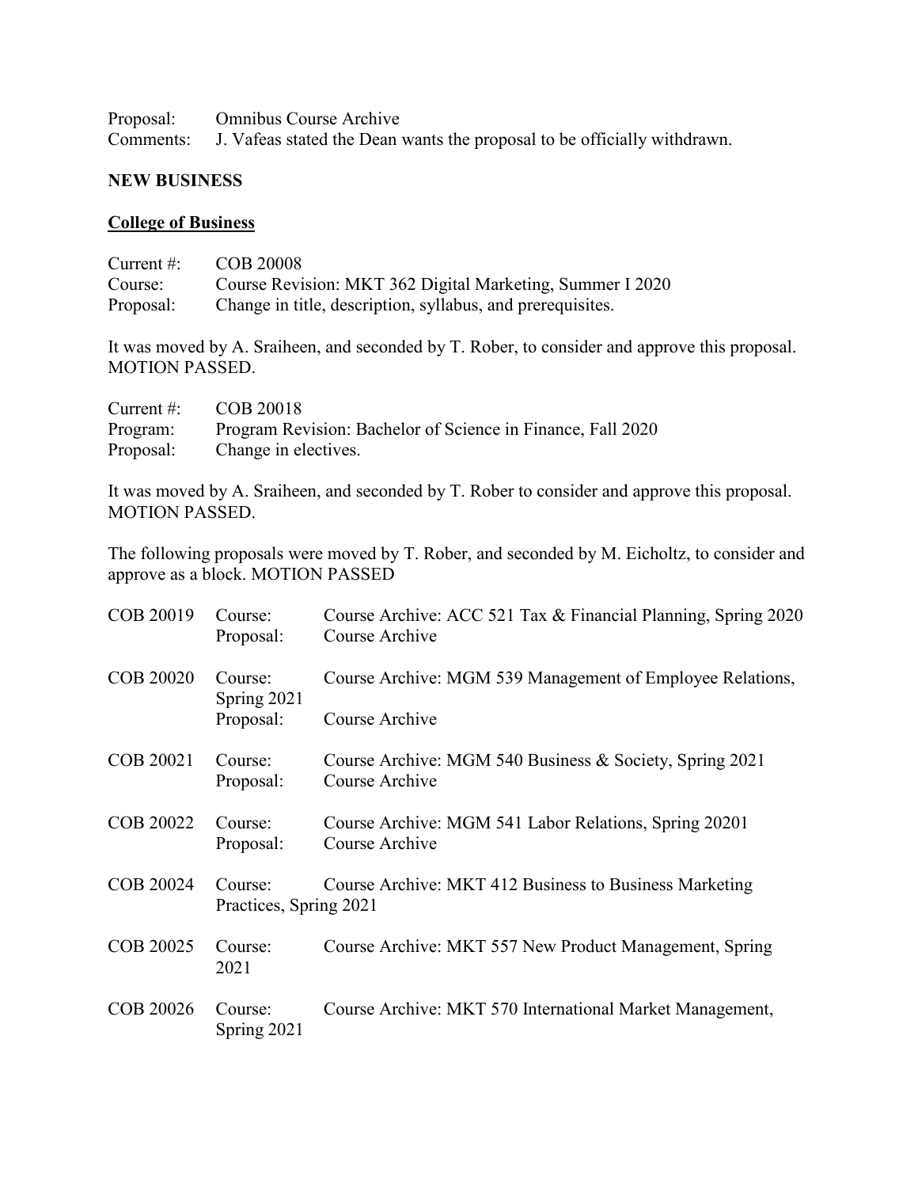Proposal: Omnibus Course Archive
Comments: J. Vafeas stated the Dean wants the proposal to be officially withdrawn.

**NEW BUSINESS**

**College of Business**

Current #: COB 20008
Course: Course Revision: MKT 362 Digital Marketing, Summer I 2020
Proposal: Change in title, description, syllabus, and prerequisites.

It was moved by A. Sraiheen, and seconded by T. Rober, to consider and approve this proposal. MOTION PASSED.

Current #: COB 20018
Program: Program Revision: Bachelor of Science in Finance, Fall 2020
Proposal: Change in electives.

It was moved by A. Sraiheen, and seconded by T. Rober to consider and approve this proposal. MOTION PASSED.

The following proposals were moved by T. Rober, and seconded by M. Eicholtz, to consider and approve as a block. MOTION PASSED

COB 20019 Course: Course Archive: ACC 521 Tax & Financial Planning, Spring 2020
Proposal: Course Archive

COB 20020 Course: Course Archive: MGM 539 Management of Employee Relations, Spring 2021
Proposal: Course Archive

COB 20021 Course: Course Archive: MGM 540 Business & Society, Spring 2021
Proposal: Course Archive

COB 20022 Course: Course Archive: MGM 541 Labor Relations, Spring 20201
Proposal: Course Archive

COB 20024 Course: Course Archive: MKT 412 Business to Business Marketing Practices, Spring 2021

COB 20025 Course: Course Archive: MKT 557 New Product Management, Spring 2021

COB 20026 Course: Course Archive: MKT 570 International Market Management, Spring 2021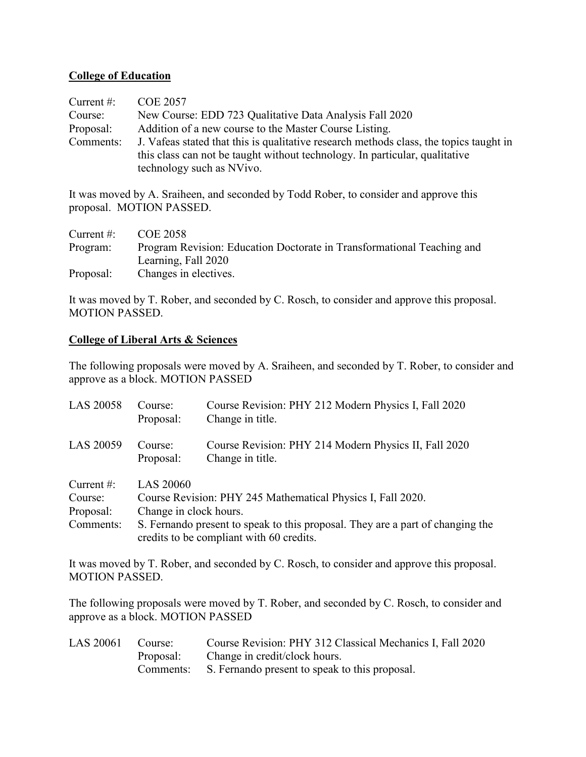**College of Education**

| | |
|---|---|
| Current #: | COE 2057 |
| Course: | New Course: EDD 723 Qualitative Data Analysis Fall 2020 |
| Proposal: | Addition of a new course to the Master Course Listing. |
| Comments: | J. Vafeas stated that this is qualitative research methods class, the topics taught in this class can not be taught without technology. In particular, qualitative technology such as NVivo. |

It was moved by A. Sraiheen, and seconded by Todd Rober, to consider and approve this proposal. MOTION PASSED.

| | |
|---|---|
| Current #: | COE 2058 |
| Program: | Program Revision: Education Doctorate in Transformational Teaching and Learning, Fall 2020 |
| Proposal: | Changes in electives. |

It was moved by T. Rober, and seconded by C. Rosch, to consider and approve this proposal. MOTION PASSED.

**College of Liberal Arts & Sciences**

The following proposals were moved by A. Sraiheen, and seconded by T. Rober, to consider and approve as a block. MOTION PASSED

| | | |
|---|---|---|
| LAS 20058 | Course: | Course Revision: PHY 212 Modern Physics I, Fall 2020 |
| | Proposal: | Change in title. |
| LAS 20059 | Course: | Course Revision: PHY 214 Modern Physics II, Fall 2020 |
| | Proposal: | Change in title. |

| | |
|---|---|
| Current #: | LAS 20060 |
| Course: | Course Revision: PHY 245 Mathematical Physics I, Fall 2020. |
| Proposal: | Change in clock hours. |
| Comments: | S. Fernando present to speak to this proposal. They are a part of changing the credits to be compliant with 60 credits. |

It was moved by T. Rober, and seconded by C. Rosch, to consider and approve this proposal. MOTION PASSED.

The following proposals were moved by T. Rober, and seconded by C. Rosch, to consider and approve as a block. MOTION PASSED

| | | |
|---|---|---|
| LAS 20061 | Course: | Course Revision: PHY 312 Classical Mechanics I, Fall 2020 |
| | Proposal: | Change in credit/clock hours. |
| | Comments: | S. Fernando present to speak to this proposal. |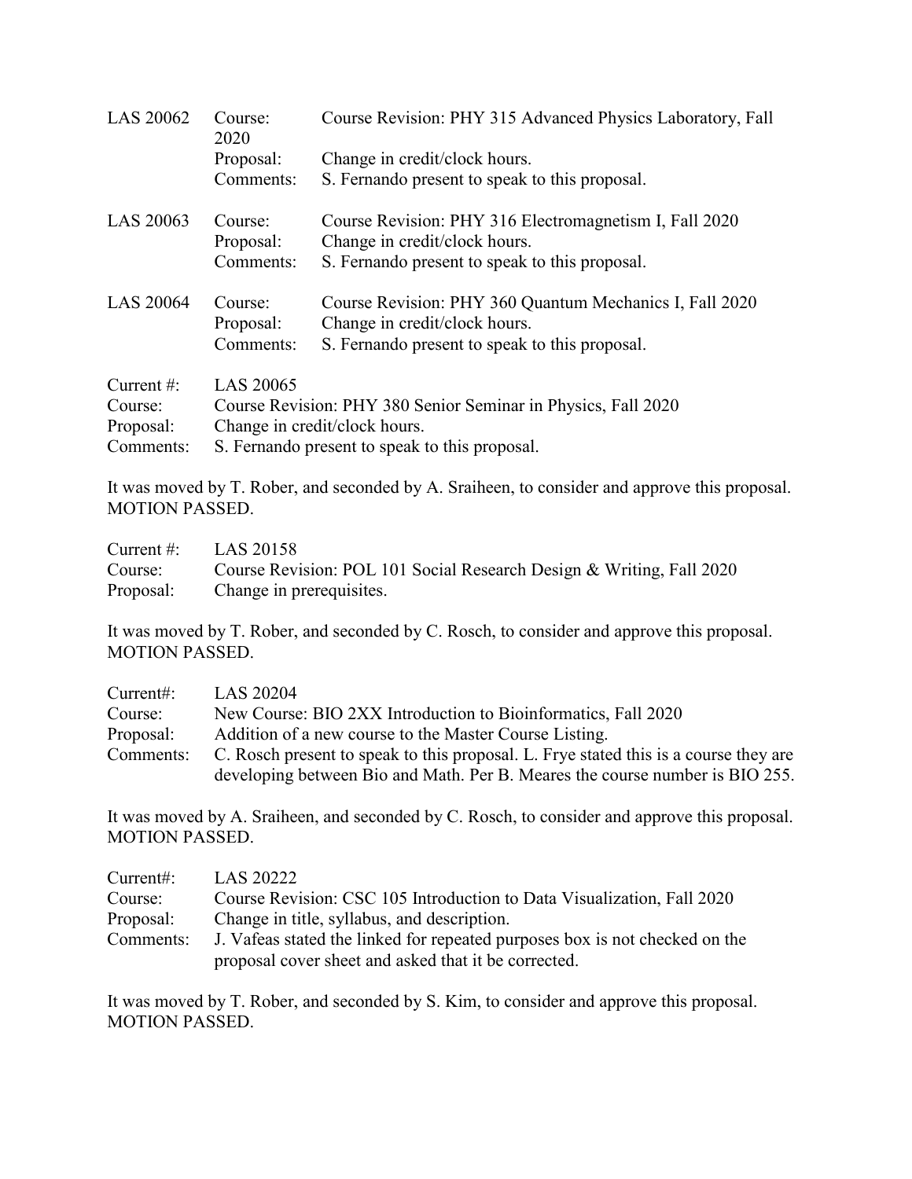| | | |
|---|---|---|
| LAS 20062 | Course: | Course Revision: PHY 315 Advanced Physics Laboratory, Fall 2020 |
| | Proposal: | Change in credit/clock hours. |
| | Comments: | S. Fernando present to speak to this proposal. |
| LAS 20063 | Course: | Course Revision: PHY 316 Electromagnetism I, Fall 2020 |
| | Proposal: | Change in credit/clock hours. |
| | Comments: | S. Fernando present to speak to this proposal. |
| LAS 20064 | Course: | Course Revision: PHY 360 Quantum Mechanics I, Fall 2020 |
| | Proposal: | Change in credit/clock hours. |
| | Comments: | S. Fernando present to speak to this proposal. |

| | |
|---|---|
| Current #: | LAS 20065 |
| Course: | Course Revision: PHY 380 Senior Seminar in Physics, Fall 2020 |
| Proposal: | Change in credit/clock hours. |
| Comments: | S. Fernando present to speak to this proposal. |

It was moved by T. Rober, and seconded by A. Sraiheen, to consider and approve this proposal. MOTION PASSED.

| | |
|---|---|
| Current #: | LAS 20158 |
| Course: | Course Revision: POL 101 Social Research Design & Writing, Fall 2020 |
| Proposal: | Change in prerequisites. |

It was moved by T. Rober, and seconded by C. Rosch, to consider and approve this proposal. MOTION PASSED.

| | |
|---|---|
| Current#: | LAS 20204 |
| Course: | New Course: BIO 2XX Introduction to Bioinformatics, Fall 2020 |
| Proposal: | Addition of a new course to the Master Course Listing. |
| Comments: | C. Rosch present to speak to this proposal. L. Frye stated this is a course they are developing between Bio and Math. Per B. Meares the course number is BIO 255. |

It was moved by A. Sraiheen, and seconded by C. Rosch, to consider and approve this proposal. MOTION PASSED.

| | |
|---|---|
| Current#: | LAS 20222 |
| Course: | Course Revision: CSC 105 Introduction to Data Visualization, Fall 2020 |
| Proposal: | Change in title, syllabus, and description. |
| Comments: | J. Vafeas stated the linked for repeated purposes box is not checked on the proposal cover sheet and asked that it be corrected. |

It was moved by T. Rober, and seconded by S. Kim, to consider and approve this proposal. MOTION PASSED.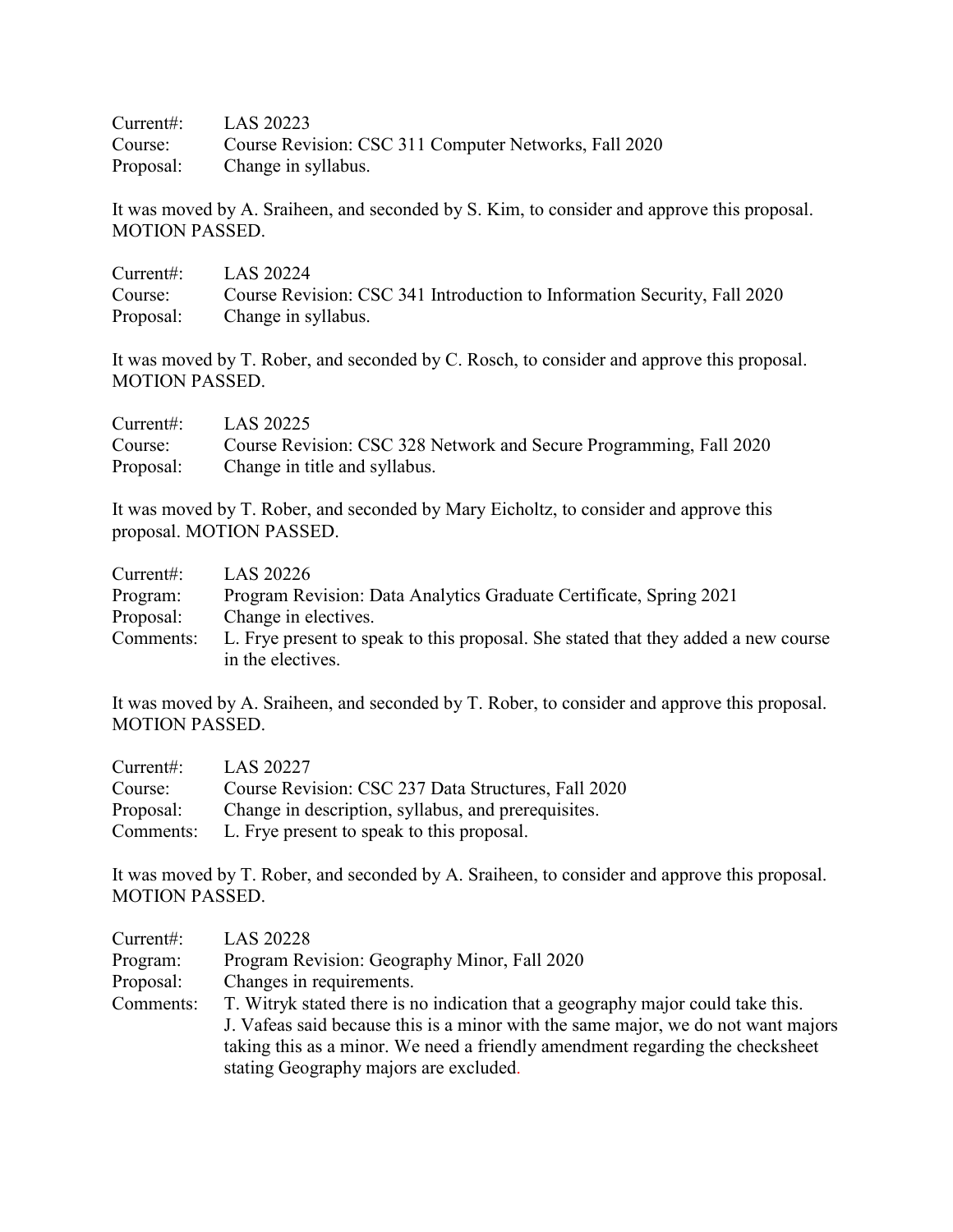Current#: LAS 20223
Course: Course Revision: CSC 311 Computer Networks, Fall 2020
Proposal: Change in syllabus.

It was moved by A. Sraiheen, and seconded by S. Kim, to consider and approve this proposal. MOTION PASSED.

Current#: LAS 20224
Course: Course Revision: CSC 341 Introduction to Information Security, Fall 2020
Proposal: Change in syllabus.

It was moved by T. Rober, and seconded by C. Rosch, to consider and approve this proposal. MOTION PASSED.

Current#: LAS 20225
Course: Course Revision: CSC 328 Network and Secure Programming, Fall 2020
Proposal: Change in title and syllabus.

It was moved by T. Rober, and seconded by Mary Eicholtz, to consider and approve this proposal. MOTION PASSED.

Current#: LAS 20226
Program: Program Revision: Data Analytics Graduate Certificate, Spring 2021
Proposal: Change in electives.
Comments: L. Frye present to speak to this proposal. She stated that they added a new course in the electives.

It was moved by A. Sraiheen, and seconded by T. Rober, to consider and approve this proposal. MOTION PASSED.

Current#: LAS 20227
Course: Course Revision: CSC 237 Data Structures, Fall 2020
Proposal: Change in description, syllabus, and prerequisites.
Comments: L. Frye present to speak to this proposal.

It was moved by T. Rober, and seconded by A. Sraiheen, to consider and approve this proposal. MOTION PASSED.

Current#: LAS 20228
Program: Program Revision: Geography Minor, Fall 2020
Proposal: Changes in requirements.
Comments: T. Witryk stated there is no indication that a geography major could take this. J. Vafeas said because this is a minor with the same major, we do not want majors taking this as a minor. We need a friendly amendment regarding the checksheet stating Geography majors are excluded.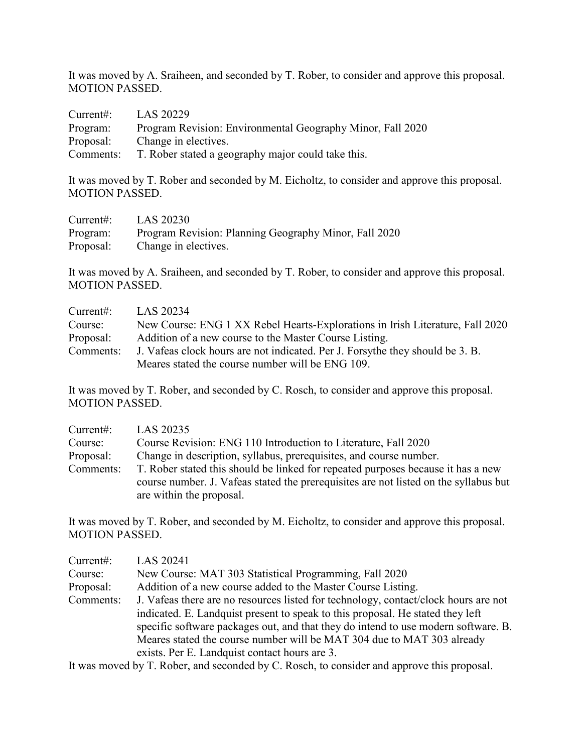It was moved by A. Sraiheen, and seconded by T. Rober, to consider and approve this proposal. MOTION PASSED.

Current#: LAS 20229
Program: Program Revision: Environmental Geography Minor, Fall 2020
Proposal: Change in electives.
Comments: T. Rober stated a geography major could take this.

It was moved by T. Rober and seconded by M. Eicholtz, to consider and approve this proposal. MOTION PASSED.

Current#: LAS 20230
Program: Program Revision: Planning Geography Minor, Fall 2020
Proposal: Change in electives.

It was moved by A. Sraiheen, and seconded by T. Rober, to consider and approve this proposal. MOTION PASSED.

Current#: LAS 20234
Course: New Course: ENG 1 XX Rebel Hearts-Explorations in Irish Literature, Fall 2020
Proposal: Addition of a new course to the Master Course Listing.
Comments: J. Vafeas clock hours are not indicated. Per J. Forsythe they should be 3. B. Meares stated the course number will be ENG 109.

It was moved by T. Rober, and seconded by C. Rosch, to consider and approve this proposal. MOTION PASSED.

Current#: LAS 20235
Course: Course Revision: ENG 110 Introduction to Literature, Fall 2020
Proposal: Change in description, syllabus, prerequisites, and course number.
Comments: T. Rober stated this should be linked for repeated purposes because it has a new course number. J. Vafeas stated the prerequisites are not listed on the syllabus but are within the proposal.

It was moved by T. Rober, and seconded by M. Eicholtz, to consider and approve this proposal. MOTION PASSED.

Current#: LAS 20241
Course: New Course: MAT 303 Statistical Programming, Fall 2020
Proposal: Addition of a new course added to the Master Course Listing.
Comments: J. Vafeas there are no resources listed for technology, contact/clock hours are not indicated. E. Landquist present to speak to this proposal. He stated they left specific software packages out, and that they do intend to use modern software. B. Meares stated the course number will be MAT 304 due to MAT 303 already exists. Per E. Landquist contact hours are 3.

It was moved by T. Rober, and seconded by C. Rosch, to consider and approve this proposal.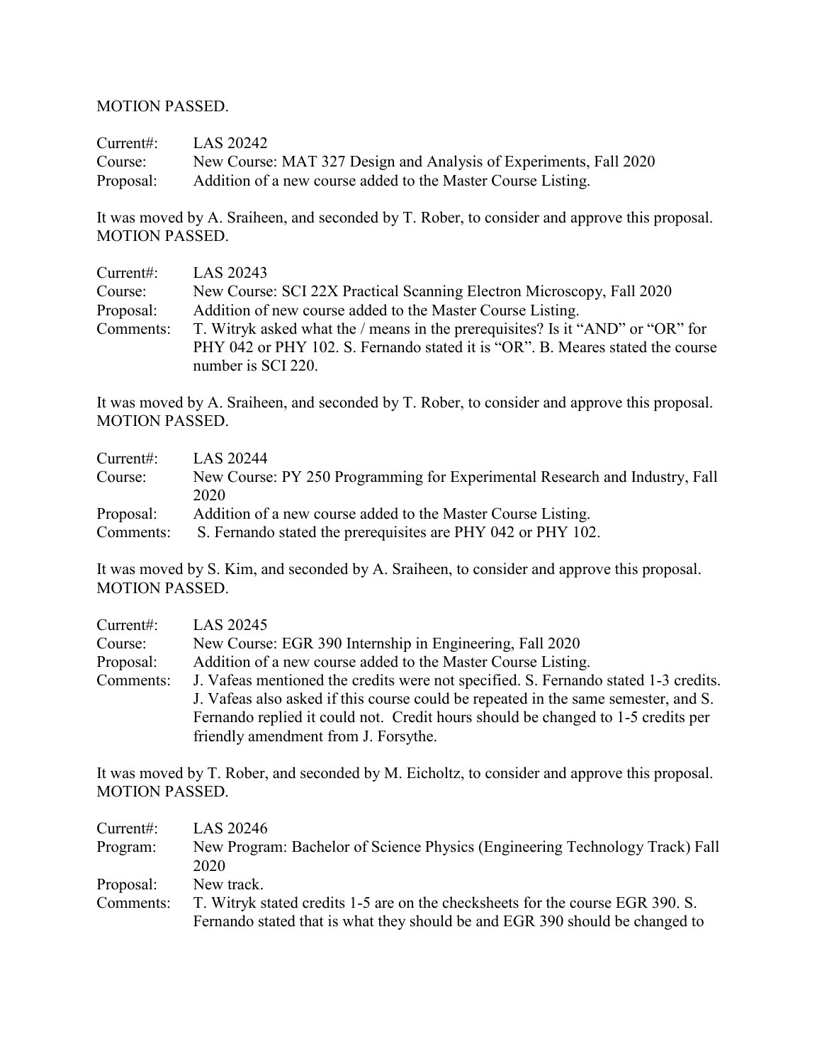MOTION PASSED.

Current#: LAS 20242
Course: New Course: MAT 327 Design and Analysis of Experiments, Fall 2020
Proposal: Addition of a new course added to the Master Course Listing.

It was moved by A. Sraiheen, and seconded by T. Rober, to consider and approve this proposal. MOTION PASSED.

Current#: LAS 20243
Course: New Course: SCI 22X Practical Scanning Electron Microscopy, Fall 2020
Proposal: Addition of new course added to the Master Course Listing.
Comments: T. Witryk asked what the / means in the prerequisites? Is it "AND" or "OR" for PHY 042 or PHY 102. S. Fernando stated it is "OR". B. Meares stated the course number is SCI 220.

It was moved by A. Sraiheen, and seconded by T. Rober, to consider and approve this proposal. MOTION PASSED.

Current#: LAS 20244
Course: New Course: PY 250 Programming for Experimental Research and Industry, Fall 2020
Proposal: Addition of a new course added to the Master Course Listing.
Comments: S. Fernando stated the prerequisites are PHY 042 or PHY 102.

It was moved by S. Kim, and seconded by A. Sraiheen, to consider and approve this proposal. MOTION PASSED.

Current#: LAS 20245
Course: New Course: EGR 390 Internship in Engineering, Fall 2020
Proposal: Addition of a new course added to the Master Course Listing.
Comments: J. Vafeas mentioned the credits were not specified. S. Fernando stated 1-3 credits. J. Vafeas also asked if this course could be repeated in the same semester, and S. Fernando replied it could not. Credit hours should be changed to 1-5 credits per friendly amendment from J. Forsythe.

It was moved by T. Rober, and seconded by M. Eicholtz, to consider and approve this proposal. MOTION PASSED.

Current#: LAS 20246
Program: New Program: Bachelor of Science Physics (Engineering Technology Track) Fall 2020
Proposal: New track.
Comments: T. Witryk stated credits 1-5 are on the checksheets for the course EGR 390. S. Fernando stated that is what they should be and EGR 390 should be changed to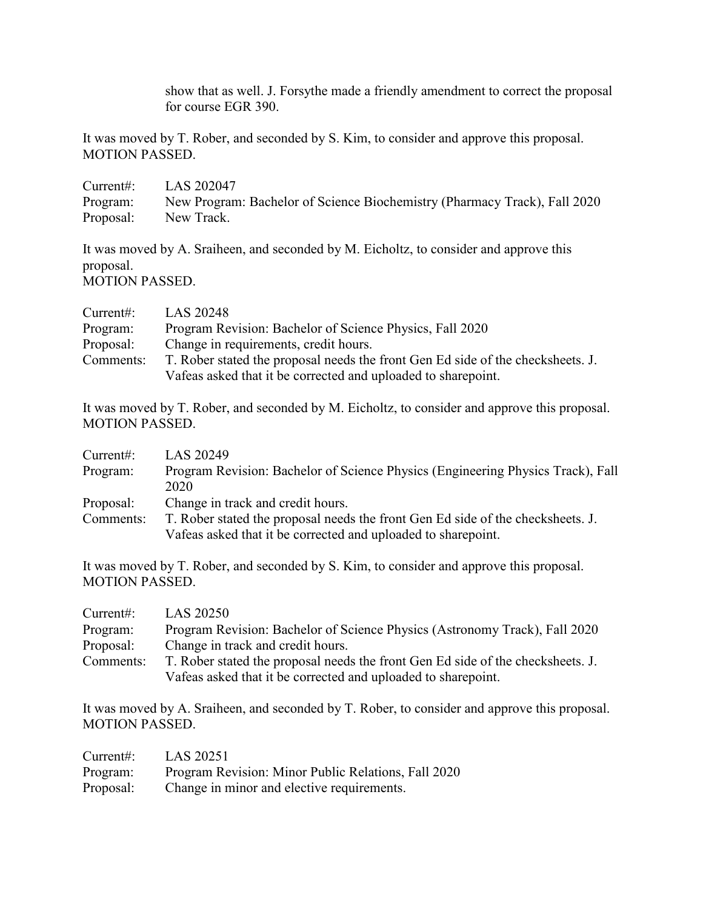show that as well. J. Forsythe made a friendly amendment to correct the proposal for course EGR 390.

It was moved by T. Rober, and seconded by S. Kim, to consider and approve this proposal.
MOTION PASSED.

Current#: LAS 202047
Program: New Program: Bachelor of Science Biochemistry (Pharmacy Track), Fall 2020
Proposal: New Track.

It was moved by A. Sraiheen, and seconded by M. Eicholtz, to consider and approve this proposal.
MOTION PASSED.

Current#: LAS 20248
Program: Program Revision: Bachelor of Science Physics, Fall 2020
Proposal: Change in requirements, credit hours.
Comments: T. Rober stated the proposal needs the front Gen Ed side of the checksheets. J. Vafeas asked that it be corrected and uploaded to sharepoint.

It was moved by T. Rober, and seconded by M. Eicholtz, to consider and approve this proposal.
MOTION PASSED.

Current#: LAS 20249
Program: Program Revision: Bachelor of Science Physics (Engineering Physics Track), Fall 2020
Proposal: Change in track and credit hours.
Comments: T. Rober stated the proposal needs the front Gen Ed side of the checksheets. J. Vafeas asked that it be corrected and uploaded to sharepoint.

It was moved by T. Rober, and seconded by S. Kim, to consider and approve this proposal.
MOTION PASSED.

Current#: LAS 20250
Program: Program Revision: Bachelor of Science Physics (Astronomy Track), Fall 2020
Proposal: Change in track and credit hours.
Comments: T. Rober stated the proposal needs the front Gen Ed side of the checksheets. J. Vafeas asked that it be corrected and uploaded to sharepoint.

It was moved by A. Sraiheen, and seconded by T. Rober, to consider and approve this proposal.
MOTION PASSED.

Current#: LAS 20251
Program: Program Revision: Minor Public Relations, Fall 2020
Proposal: Change in minor and elective requirements.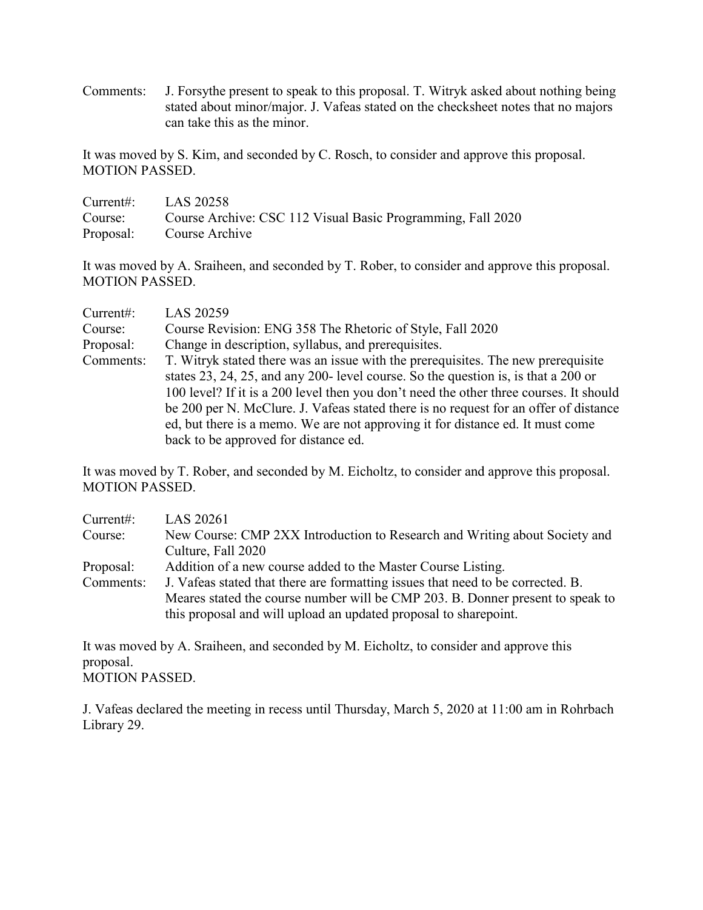Comments: J. Forsythe present to speak to this proposal. T. Witryk asked about nothing being stated about minor/major. J. Vafeas stated on the checksheet notes that no majors can take this as the minor.

It was moved by S. Kim, and seconded by C. Rosch, to consider and approve this proposal. MOTION PASSED.

Current#: LAS 20258
Course: Course Archive: CSC 112 Visual Basic Programming, Fall 2020
Proposal: Course Archive

It was moved by A. Sraiheen, and seconded by T. Rober, to consider and approve this proposal. MOTION PASSED.

Current#: LAS 20259
Course: Course Revision: ENG 358 The Rhetoric of Style, Fall 2020
Proposal: Change in description, syllabus, and prerequisites.
Comments: T. Witryk stated there was an issue with the prerequisites. The new prerequisite states 23, 24, 25, and any 200- level course. So the question is, is that a 200 or 100 level? If it is a 200 level then you don't need the other three courses. It should be 200 per N. McClure. J. Vafeas stated there is no request for an offer of distance ed, but there is a memo. We are not approving it for distance ed. It must come back to be approved for distance ed.

It was moved by T. Rober, and seconded by M. Eicholtz, to consider and approve this proposal. MOTION PASSED.

Current#: LAS 20261
Course: New Course: CMP 2XX Introduction to Research and Writing about Society and Culture, Fall 2020
Proposal: Addition of a new course added to the Master Course Listing.
Comments: J. Vafeas stated that there are formatting issues that need to be corrected. B. Meares stated the course number will be CMP 203. B. Donner present to speak to this proposal and will upload an updated proposal to sharepoint.

It was moved by A. Sraiheen, and seconded by M. Eicholtz, to consider and approve this proposal.
MOTION PASSED.

J. Vafeas declared the meeting in recess until Thursday, March 5, 2020 at 11:00 am in Rohrbach Library 29.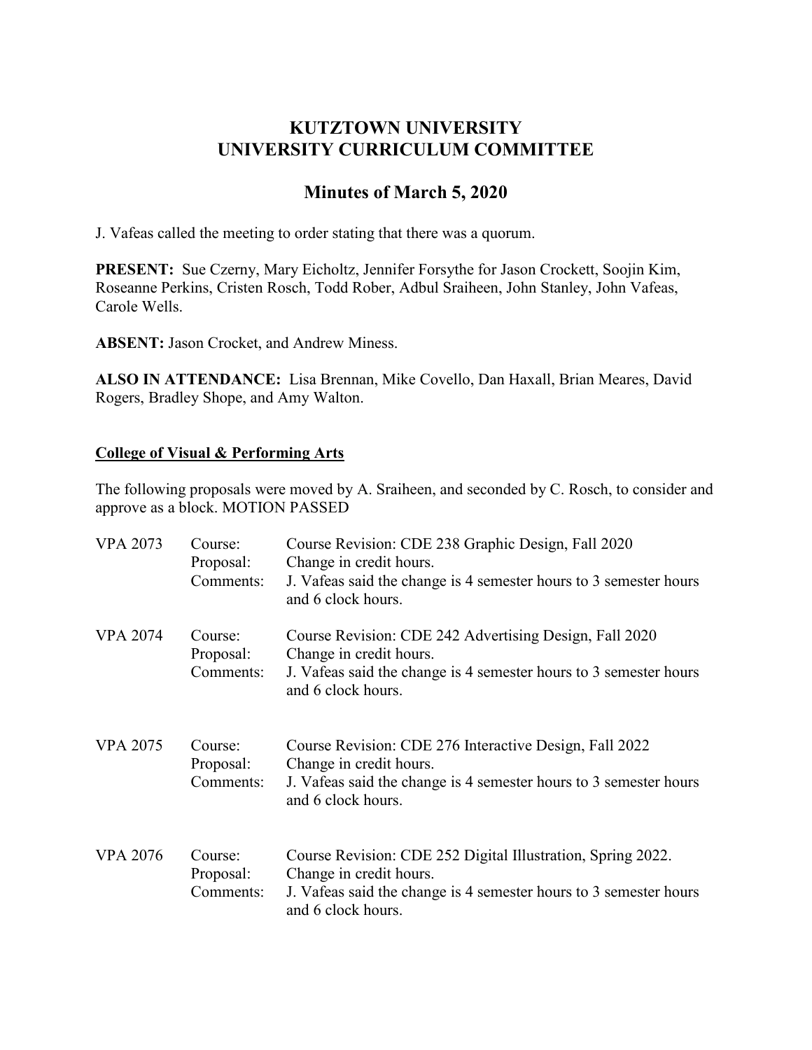# KUTZTOWN UNIVERSITY
# UNIVERSITY CURRICULUM COMMITTEE

## Minutes of March 5, 2020

J. Vafeas called the meeting to order stating that there was a quorum.

**PRESENT:** Sue Czerny, Mary Eicholtz, Jennifer Forsythe for Jason Crockett, Soojin Kim, Roseanne Perkins, Cristen Rosch, Todd Rober, Adbul Sraiheen, John Stanley, John Vafeas, Carole Wells.

**ABSENT:** Jason Crocket, and Andrew Miness.

**ALSO IN ATTENDANCE:** Lisa Brennan, Mike Covello, Dan Haxall, Brian Meares, David Rogers, Bradley Shope, and Amy Walton.

**College of Visual & Performing Arts**

The following proposals were moved by A. Sraiheen, and seconded by C. Rosch, to consider and approve as a block. MOTION PASSED

| | | |
|---|---|---|
| VPA 2073 | Course: | Course Revision: CDE 238 Graphic Design, Fall 2020 |
| | Proposal: | Change in credit hours. |
| | Comments: | J. Vafeas said the change is 4 semester hours to 3 semester hours and 6 clock hours. |
| VPA 2074 | Course: | Course Revision: CDE 242 Advertising Design, Fall 2020 |
| | Proposal: | Change in credit hours. |
| | Comments: | J. Vafeas said the change is 4 semester hours to 3 semester hours and 6 clock hours. |
| VPA 2075 | Course: | Course Revision: CDE 276 Interactive Design, Fall 2022 |
| | Proposal: | Change in credit hours. |
| | Comments: | J. Vafeas said the change is 4 semester hours to 3 semester hours and 6 clock hours. |
| VPA 2076 | Course: | Course Revision: CDE 252 Digital Illustration, Spring 2022. |
| | Proposal: | Change in credit hours. |
| | Comments: | J. Vafeas said the change is 4 semester hours to 3 semester hours and 6 clock hours. |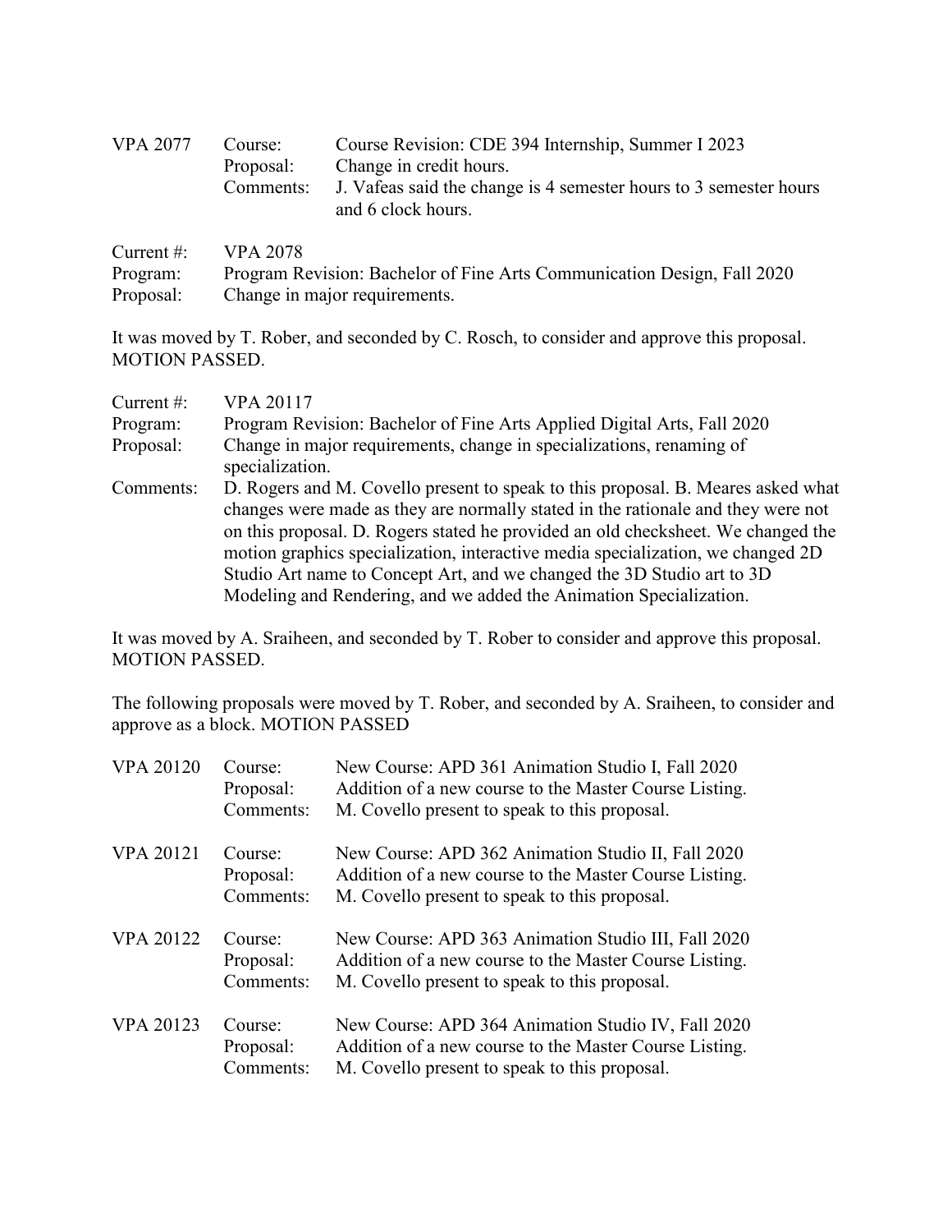| | | |
|---|---|---|
| VPA 2077 | Course: | Course Revision: CDE 394 Internship, Summer I 2023 |
| | Proposal: | Change in credit hours. |
| | Comments: | J. Vafeas said the change is 4 semester hours to 3 semester hours and 6 clock hours. |

Current #: VPA 2078
Program: Program Revision: Bachelor of Fine Arts Communication Design, Fall 2020
Proposal: Change in major requirements.

It was moved by T. Rober, and seconded by C. Rosch, to consider and approve this proposal. MOTION PASSED.

Current #: VPA 20117
Program: Program Revision: Bachelor of Fine Arts Applied Digital Arts, Fall 2020
Proposal: Change in major requirements, change in specializations, renaming of specialization.
Comments: D. Rogers and M. Covello present to speak to this proposal. B. Meares asked what changes were made as they are normally stated in the rationale and they were not on this proposal. D. Rogers stated he provided an old checksheet. We changed the motion graphics specialization, interactive media specialization, we changed 2D Studio Art name to Concept Art, and we changed the 3D Studio art to 3D Modeling and Rendering, and we added the Animation Specialization.

It was moved by A. Sraiheen, and seconded by T. Rober to consider and approve this proposal. MOTION PASSED.

The following proposals were moved by T. Rober, and seconded by A. Sraiheen, to consider and approve as a block. MOTION PASSED

| | | |
|---|---|---|
| VPA 20120 | Course: | New Course: APD 361 Animation Studio I, Fall 2020 |
| | Proposal: | Addition of a new course to the Master Course Listing. |
| | Comments: | M. Covello present to speak to this proposal. |
| VPA 20121 | Course: | New Course: APD 362 Animation Studio II, Fall 2020 |
| | Proposal: | Addition of a new course to the Master Course Listing. |
| | Comments: | M. Covello present to speak to this proposal. |
| VPA 20122 | Course: | New Course: APD 363 Animation Studio III, Fall 2020 |
| | Proposal: | Addition of a new course to the Master Course Listing. |
| | Comments: | M. Covello present to speak to this proposal. |
| VPA 20123 | Course: | New Course: APD 364 Animation Studio IV, Fall 2020 |
| | Proposal: | Addition of a new course to the Master Course Listing. |
| | Comments: | M. Covello present to speak to this proposal. |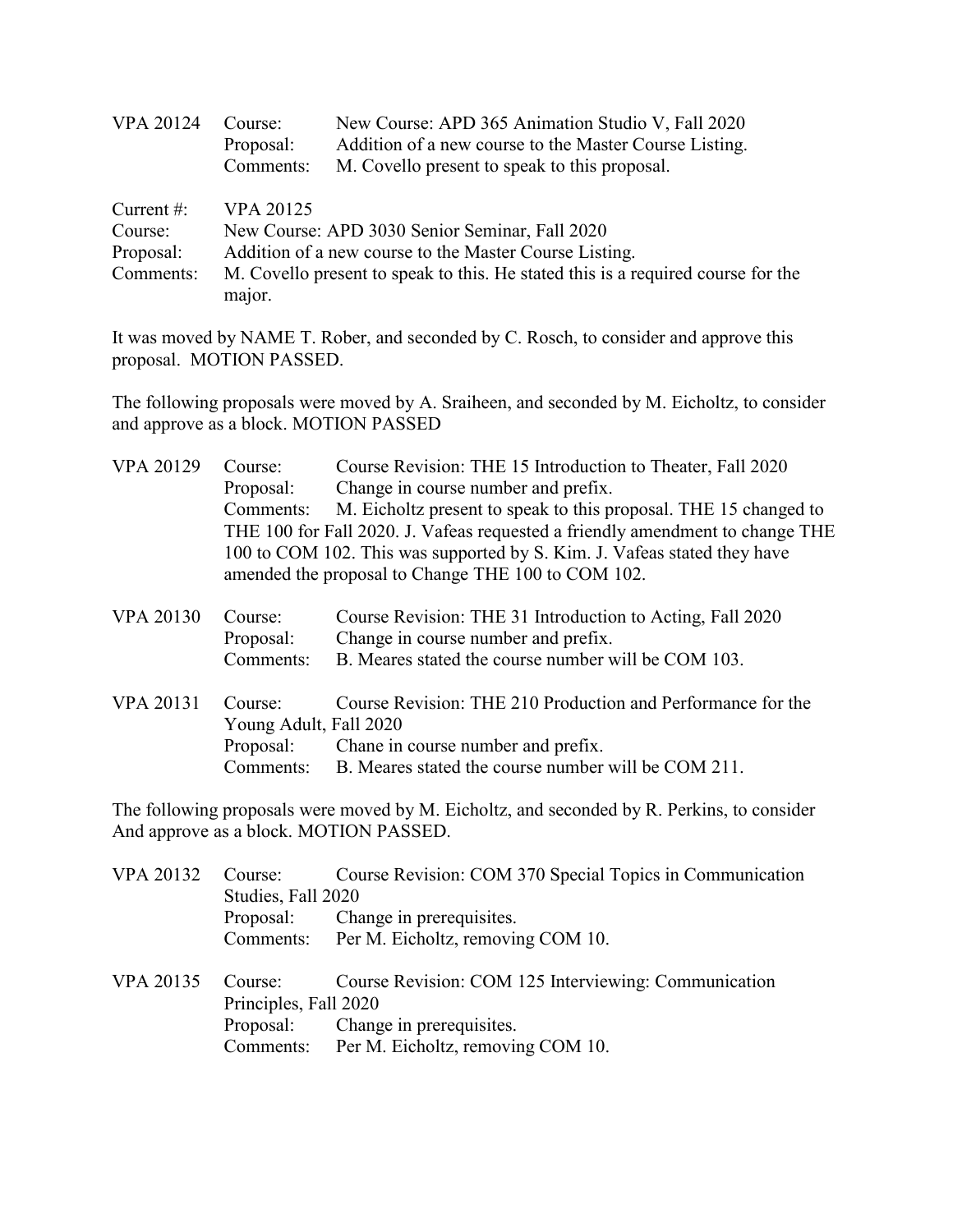VPA 20124 Course: New Course: APD 365 Animation Studio V, Fall 2020
Proposal: Addition of a new course to the Master Course Listing.
Comments: M. Covello present to speak to this proposal.

Current #: VPA 20125
Course: New Course: APD 3030 Senior Seminar, Fall 2020
Proposal: Addition of a new course to the Master Course Listing.
Comments: M. Covello present to speak to this. He stated this is a required course for the major.

It was moved by NAME T. Rober, and seconded by C. Rosch, to consider and approve this proposal. MOTION PASSED.

The following proposals were moved by A. Sraiheen, and seconded by M. Eicholtz, to consider and approve as a block. MOTION PASSED

VPA 20129 Course: Course Revision: THE 15 Introduction to Theater, Fall 2020
Proposal: Change in course number and prefix.
Comments: M. Eicholtz present to speak to this proposal. THE 15 changed to THE 100 for Fall 2020. J. Vafeas requested a friendly amendment to change THE 100 to COM 102. This was supported by S. Kim. J. Vafeas stated they have amended the proposal to Change THE 100 to COM 102.

VPA 20130 Course: Course Revision: THE 31 Introduction to Acting, Fall 2020
Proposal: Change in course number and prefix.
Comments: B. Meares stated the course number will be COM 103.

VPA 20131 Course: Course Revision: THE 210 Production and Performance for the Young Adult, Fall 2020
Proposal: Chane in course number and prefix.
Comments: B. Meares stated the course number will be COM 211.

The following proposals were moved by M. Eicholtz, and seconded by R. Perkins, to consider And approve as a block. MOTION PASSED.

VPA 20132 Course: Course Revision: COM 370 Special Topics in Communication Studies, Fall 2020
Proposal: Change in prerequisites.
Comments: Per M. Eicholtz, removing COM 10.

VPA 20135 Course: Course Revision: COM 125 Interviewing: Communication Principles, Fall 2020
Proposal: Change in prerequisites.
Comments: Per M. Eicholtz, removing COM 10.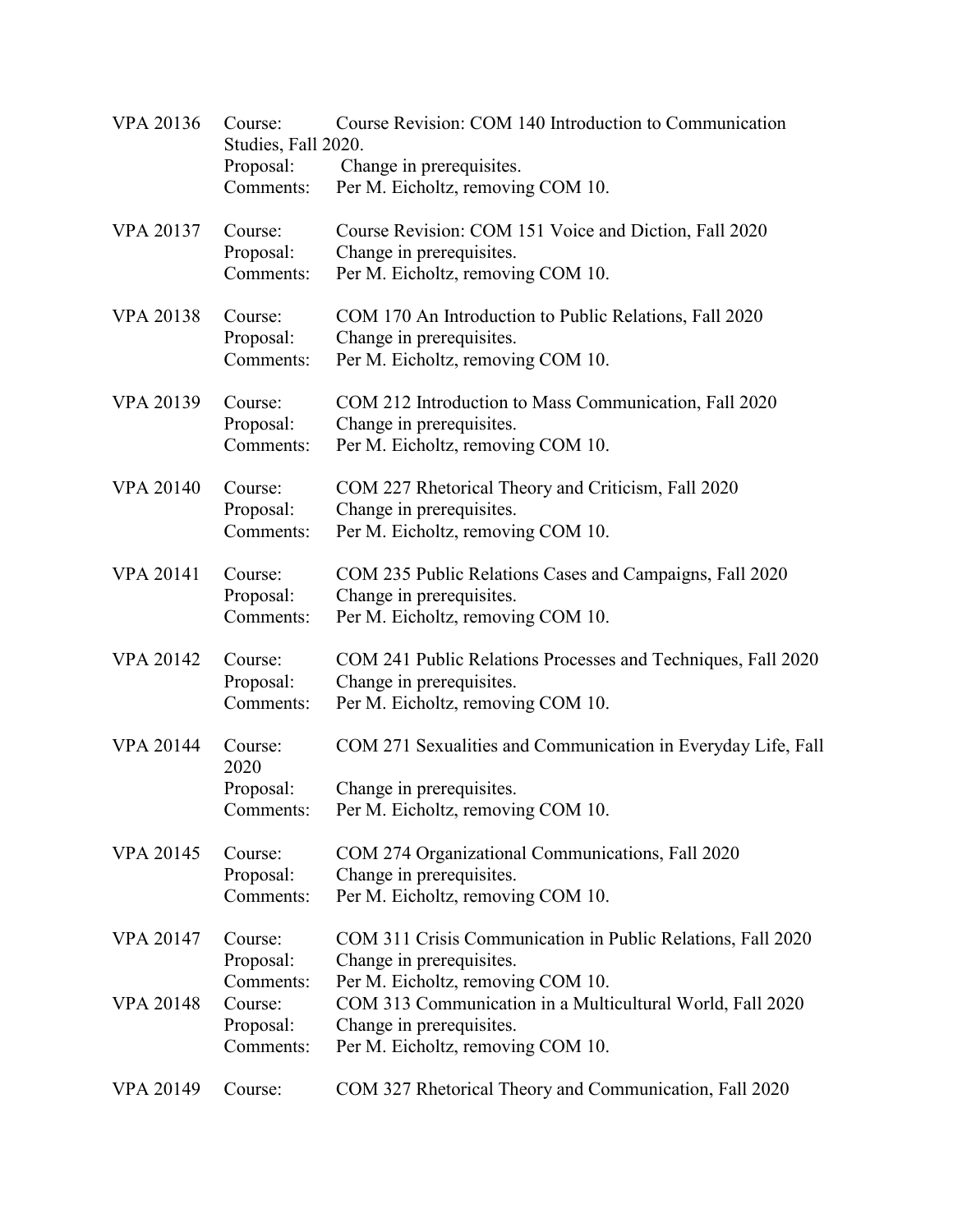VPA 20136 Course: Course Revision: COM 140 Introduction to Communication Studies, Fall 2020.
Proposal: Change in prerequisites.
Comments: Per M. Eicholtz, removing COM 10.

VPA 20137 Course: Course Revision: COM 151 Voice and Diction, Fall 2020
Proposal: Change in prerequisites.
Comments: Per M. Eicholtz, removing COM 10.

VPA 20138 Course: COM 170 An Introduction to Public Relations, Fall 2020
Proposal: Change in prerequisites.
Comments: Per M. Eicholtz, removing COM 10.

VPA 20139 Course: COM 212 Introduction to Mass Communication, Fall 2020
Proposal: Change in prerequisites.
Comments: Per M. Eicholtz, removing COM 10.

VPA 20140 Course: COM 227 Rhetorical Theory and Criticism, Fall 2020
Proposal: Change in prerequisites.
Comments: Per M. Eicholtz, removing COM 10.

VPA 20141 Course: COM 235 Public Relations Cases and Campaigns, Fall 2020
Proposal: Change in prerequisites.
Comments: Per M. Eicholtz, removing COM 10.

VPA 20142 Course: COM 241 Public Relations Processes and Techniques, Fall 2020
Proposal: Change in prerequisites.
Comments: Per M. Eicholtz, removing COM 10.

VPA 20144 Course: COM 271 Sexualities and Communication in Everyday Life, Fall 2020
Proposal: Change in prerequisites.
Comments: Per M. Eicholtz, removing COM 10.

VPA 20145 Course: COM 274 Organizational Communications, Fall 2020
Proposal: Change in prerequisites.
Comments: Per M. Eicholtz, removing COM 10.

VPA 20147 Course: COM 311 Crisis Communication in Public Relations, Fall 2020
Proposal: Change in prerequisites.
Comments: Per M. Eicholtz, removing COM 10.

VPA 20148 Course: COM 313 Communication in a Multicultural World, Fall 2020
Proposal: Change in prerequisites.
Comments: Per M. Eicholtz, removing COM 10.

VPA 20149 Course: COM 327 Rhetorical Theory and Communication, Fall 2020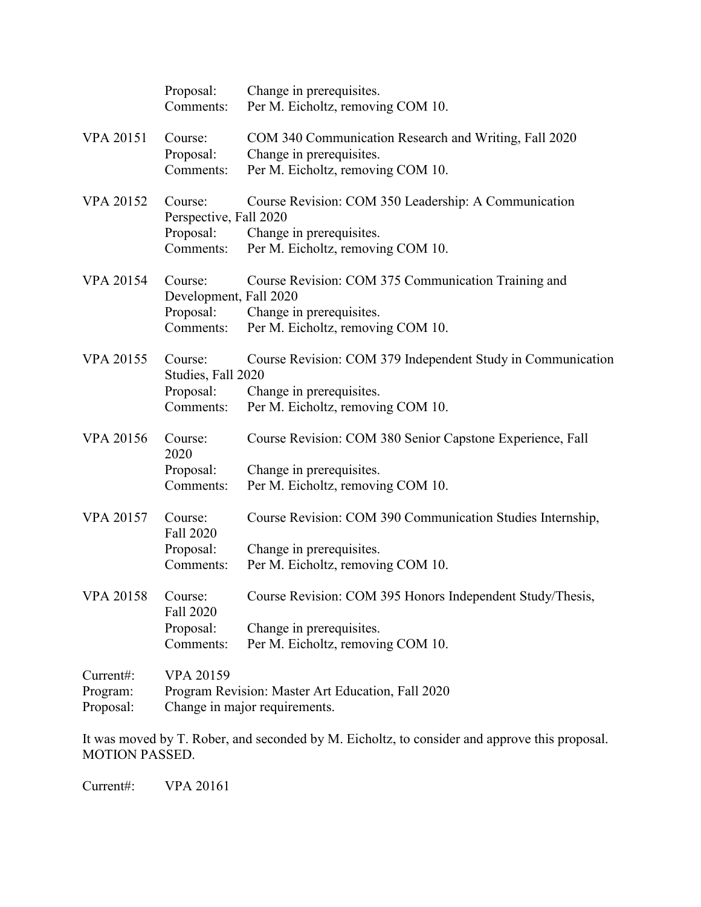Proposal: Change in prerequisites.
Comments: Per M. Eicholtz, removing COM 10.

VPA 20151 Course: COM 340 Communication Research and Writing, Fall 2020
Proposal: Change in prerequisites.
Comments: Per M. Eicholtz, removing COM 10.

VPA 20152 Course: Course Revision: COM 350 Leadership: A Communication Perspective, Fall 2020
Proposal: Change in prerequisites.
Comments: Per M. Eicholtz, removing COM 10.

VPA 20154 Course: Course Revision: COM 375 Communication Training and Development, Fall 2020
Proposal: Change in prerequisites.
Comments: Per M. Eicholtz, removing COM 10.

VPA 20155 Course: Course Revision: COM 379 Independent Study in Communication Studies, Fall 2020
Proposal: Change in prerequisites.
Comments: Per M. Eicholtz, removing COM 10.

VPA 20156 Course: Course Revision: COM 380 Senior Capstone Experience, Fall 2020
Proposal: Change in prerequisites.
Comments: Per M. Eicholtz, removing COM 10.

VPA 20157 Course: Course Revision: COM 390 Communication Studies Internship, Fall 2020
Proposal: Change in prerequisites.
Comments: Per M. Eicholtz, removing COM 10.

VPA 20158 Course: Course Revision: COM 395 Honors Independent Study/Thesis, Fall 2020
Proposal: Change in prerequisites.
Comments: Per M. Eicholtz, removing COM 10.

Current#: VPA 20159
Program: Program Revision: Master Art Education, Fall 2020
Proposal: Change in major requirements.

It was moved by T. Rober, and seconded by M. Eicholtz, to consider and approve this proposal. MOTION PASSED.

Current#: VPA 20161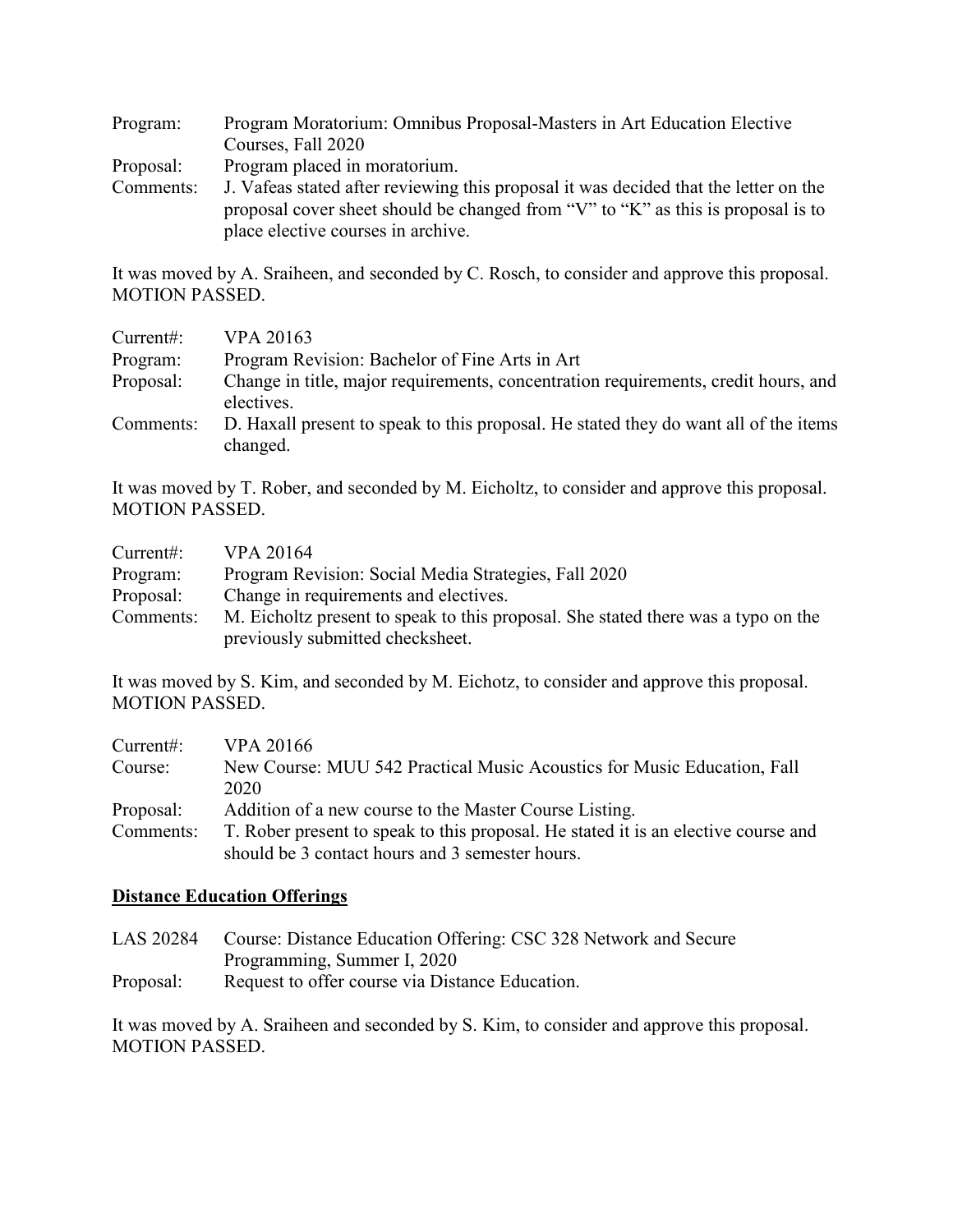Program: Program Moratorium: Omnibus Proposal-Masters in Art Education Elective Courses, Fall 2020
Proposal: Program placed in moratorium.
Comments: J. Vafeas stated after reviewing this proposal it was decided that the letter on the proposal cover sheet should be changed from "V" to "K" as this is proposal is to place elective courses in archive.

It was moved by A. Sraiheen, and seconded by C. Rosch, to consider and approve this proposal. MOTION PASSED.

Current#: VPA 20163
Program: Program Revision: Bachelor of Fine Arts in Art
Proposal: Change in title, major requirements, concentration requirements, credit hours, and electives.
Comments: D. Haxall present to speak to this proposal. He stated they do want all of the items changed.

It was moved by T. Rober, and seconded by M. Eicholtz, to consider and approve this proposal. MOTION PASSED.

Current#: VPA 20164
Program: Program Revision: Social Media Strategies, Fall 2020
Proposal: Change in requirements and electives.
Comments: M. Eicholtz present to speak to this proposal. She stated there was a typo on the previously submitted checksheet.

It was moved by S. Kim, and seconded by M. Eichotz, to consider and approve this proposal. MOTION PASSED.

Current#: VPA 20166
Course: New Course: MUU 542 Practical Music Acoustics for Music Education, Fall 2020
Proposal: Addition of a new course to the Master Course Listing.
Comments: T. Rober present to speak to this proposal. He stated it is an elective course and should be 3 contact hours and 3 semester hours.

**Distance Education Offerings**

LAS 20284 Course: Distance Education Offering: CSC 328 Network and Secure Programming, Summer I, 2020
Proposal: Request to offer course via Distance Education.

It was moved by A. Sraiheen and seconded by S. Kim, to consider and approve this proposal. MOTION PASSED.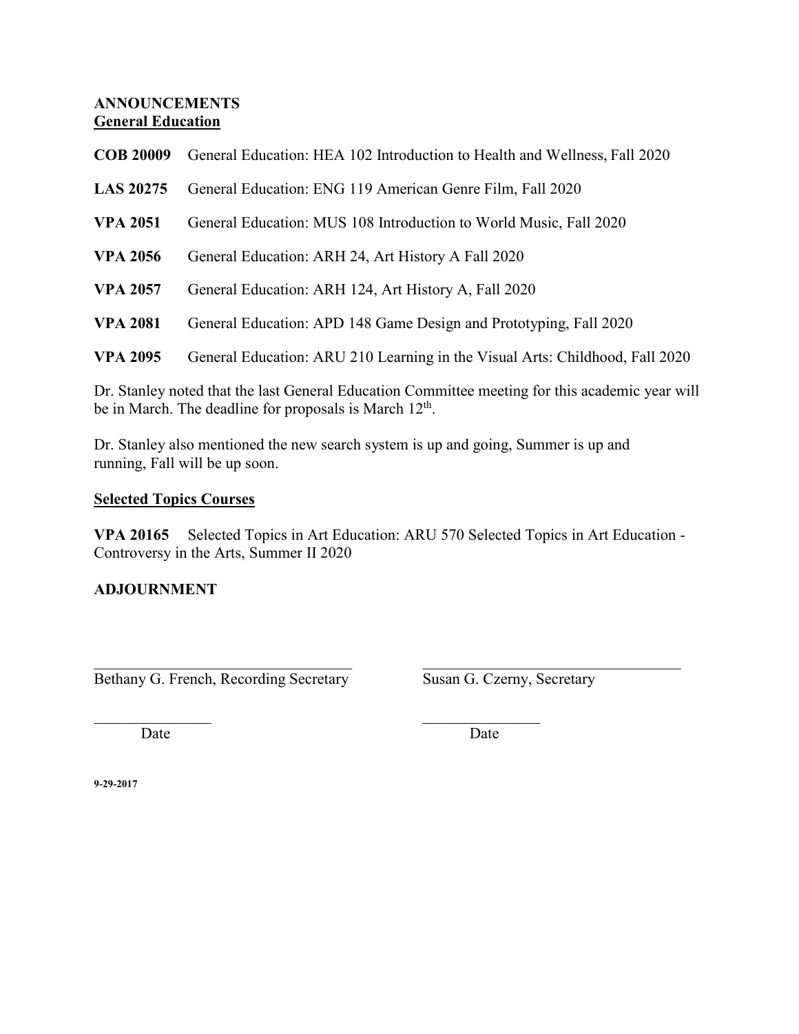**ANNOUNCEMENTS**
**General Education**

**COB 20009** General Education: HEA 102 Introduction to Health and Wellness, Fall 2020

**LAS 20275** General Education: ENG 119 American Genre Film, Fall 2020

**VPA 2051** General Education: MUS 108 Introduction to World Music, Fall 2020

**VPA 2056** General Education: ARH 24, Art History A Fall 2020

**VPA 2057** General Education: ARH 124, Art History A, Fall 2020

**VPA 2081** General Education: APD 148 Game Design and Prototyping, Fall 2020

**VPA 2095** General Education: ARU 210 Learning in the Visual Arts: Childhood, Fall 2020

Dr. Stanley noted that the last General Education Committee meeting for this academic year will be in March. The deadline for proposals is March 12th.

Dr. Stanley also mentioned the new search system is up and going, Summer is up and running, Fall will be up soon.

**Selected Topics Courses**

**VPA 20165** Selected Topics in Art Education: ARU 570 Selected Topics in Art Education - Controversy in the Arts, Summer II 2020

**ADJOURNMENT**

\_\_\_\_\_\_\_\_\_\_\_\_\_\_\_\_\_\_\_\_\_\_\_\_\_\_\_\_\_\_\_\_\_
Bethany G. French, Recording Secretary

\_\_\_\_\_\_\_\_\_\_\_\_\_\_\_
Date

\_\_\_\_\_\_\_\_\_\_\_\_\_\_\_\_\_\_\_\_\_\_\_\_\_\_\_\_\_\_\_\_\_
Susan G. Czerny, Secretary

\_\_\_\_\_\_\_\_\_\_\_\_\_\_\_
Date

9-29-2017